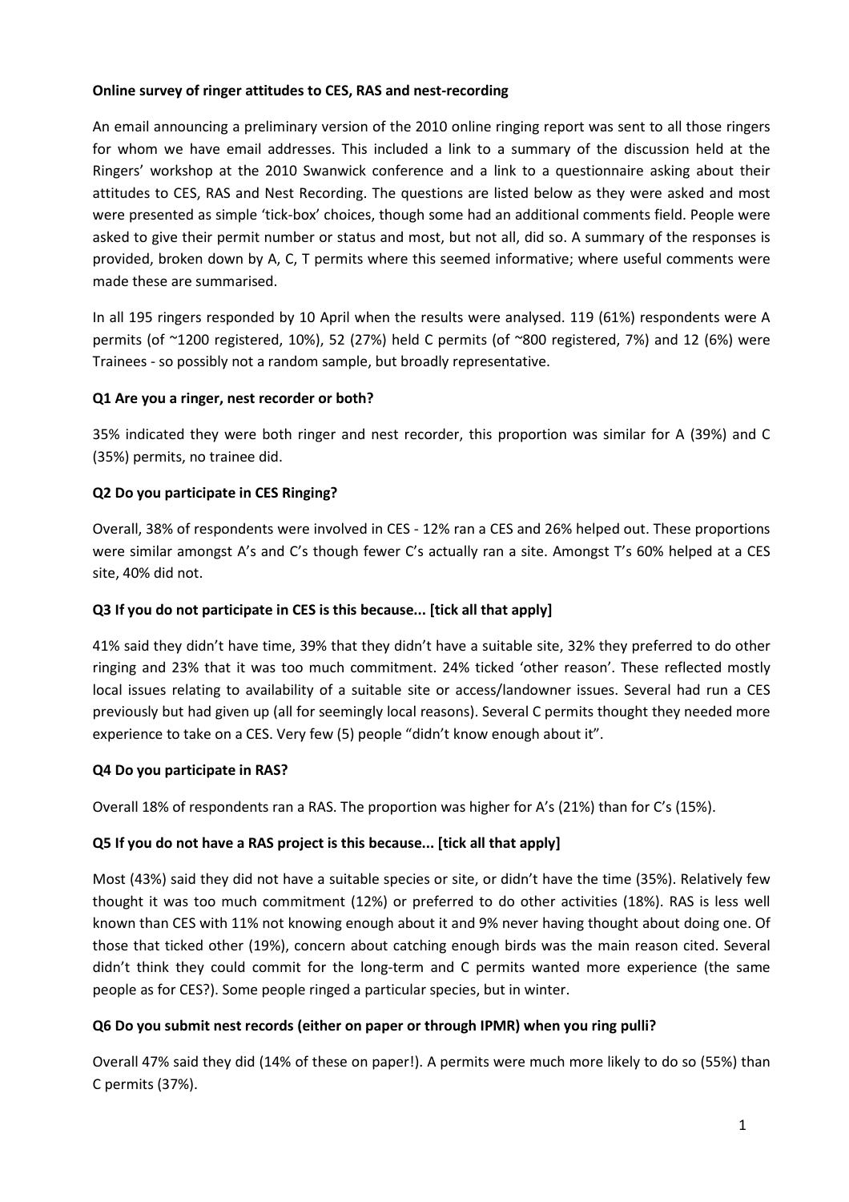**Online survey of ringer attitudes to CES, RAS and nest-recording**

An email announcing a preliminary version of the 2010 online ringing report was sent to all those ringers for whom we have email addresses. This included a link to a summary of the discussion held at the Ringers' workshop at the 2010 Swanwick conference and a link to a questionnaire asking about their attitudes to CES, RAS and Nest Recording. The questions are listed below as they were asked and most were presented as simple 'tick-box' choices, though some had an additional comments field. People were asked to give their permit number or status and most, but not all, did so. A summary of the responses is provided, broken down by A, C, T permits where this seemed informative; where useful comments were made these are summarised.

In all 195 ringers responded by 10 April when the results were analysed. 119 (61%) respondents were A permits (of ~1200 registered, 10%), 52 (27%) held C permits (of ~800 registered, 7%) and 12 (6%) were Trainees - so possibly not a random sample, but broadly representative.

**Q1 Are you a ringer, nest recorder or both?**

35% indicated they were both ringer and nest recorder, this proportion was similar for A (39%) and C (35%) permits, no trainee did.

**Q2 Do you participate in CES Ringing?**

Overall, 38% of respondents were involved in CES - 12% ran a CES and 26% helped out. These proportions were similar amongst A's and C's though fewer C's actually ran a site. Amongst T's 60% helped at a CES site, 40% did not.

**Q3 If you do not participate in CES is this because... [tick all that apply]**

41% said they didn't have time, 39% that they didn't have a suitable site, 32% they preferred to do other ringing and 23% that it was too much commitment. 24% ticked 'other reason'. These reflected mostly local issues relating to availability of a suitable site or access/landowner issues. Several had run a CES previously but had given up (all for seemingly local reasons). Several C permits thought they needed more experience to take on a CES. Very few (5) people "didn't know enough about it".

**Q4 Do you participate in RAS?**

Overall 18% of respondents ran a RAS. The proportion was higher for A's (21%) than for C's (15%).

**Q5 If you do not have a RAS project is this because... [tick all that apply]**

Most (43%) said they did not have a suitable species or site, or didn't have the time (35%). Relatively few thought it was too much commitment (12%) or preferred to do other activities (18%). RAS is less well known than CES with 11% not knowing enough about it and 9% never having thought about doing one. Of those that ticked other (19%), concern about catching enough birds was the main reason cited. Several didn't think they could commit for the long-term and C permits wanted more experience (the same people as for CES?). Some people ringed a particular species, but in winter.

**Q6 Do you submit nest records (either on paper or through IPMR) when you ring pulli?**

Overall 47% said they did (14% of these on paper!). A permits were much more likely to do so (55%) than C permits (37%).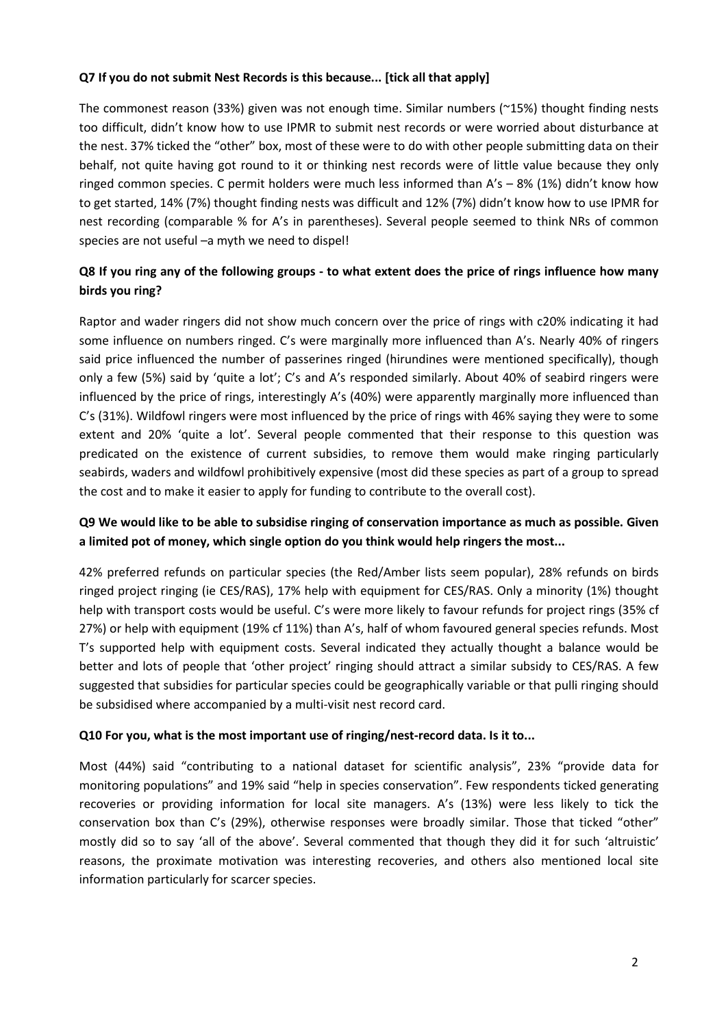**Q7 If you do not submit Nest Records is this because... [tick all that apply]**

The commonest reason (33%) given was not enough time. Similar numbers (~15%) thought finding nests too difficult, didn't know how to use IPMR to submit nest records or were worried about disturbance at the nest. 37% ticked the "other" box, most of these were to do with other people submitting data on their behalf, not quite having got round to it or thinking nest records were of little value because they only ringed common species. C permit holders were much less informed than A's – 8% (1%) didn't know how to get started, 14% (7%) thought finding nests was difficult and 12% (7%) didn't know how to use IPMR for nest recording (comparable % for A's in parentheses). Several people seemed to think NRs of common species are not useful –a myth we need to dispel!

**Q8 If you ring any of the following groups - to what extent does the price of rings influence how many birds you ring?**

Raptor and wader ringers did not show much concern over the price of rings with c20% indicating it had some influence on numbers ringed. C's were marginally more influenced than A's. Nearly 40% of ringers said price influenced the number of passerines ringed (hirundines were mentioned specifically), though only a few (5%) said by 'quite a lot'; C's and A's responded similarly. About 40% of seabird ringers were influenced by the price of rings, interestingly A's (40%) were apparently marginally more influenced than C's (31%). Wildfowl ringers were most influenced by the price of rings with 46% saying they were to some extent and 20% 'quite a lot'. Several people commented that their response to this question was predicated on the existence of current subsidies, to remove them would make ringing particularly seabirds, waders and wildfowl prohibitively expensive (most did these species as part of a group to spread the cost and to make it easier to apply for funding to contribute to the overall cost).

**Q9 We would like to be able to subsidise ringing of conservation importance as much as possible. Given a limited pot of money, which single option do you think would help ringers the most...**

42% preferred refunds on particular species (the Red/Amber lists seem popular), 28% refunds on birds ringed project ringing (ie CES/RAS), 17% help with equipment for CES/RAS. Only a minority (1%) thought help with transport costs would be useful. C's were more likely to favour refunds for project rings (35% cf 27%) or help with equipment (19% cf 11%) than A's, half of whom favoured general species refunds. Most T's supported help with equipment costs. Several indicated they actually thought a balance would be better and lots of people that 'other project' ringing should attract a similar subsidy to CES/RAS. A few suggested that subsidies for particular species could be geographically variable or that pulli ringing should be subsidised where accompanied by a multi-visit nest record card.

**Q10 For you, what is the most important use of ringing/nest-record data. Is it to...**

Most (44%) said "contributing to a national dataset for scientific analysis", 23% "provide data for monitoring populations" and 19% said "help in species conservation". Few respondents ticked generating recoveries or providing information for local site managers. A's (13%) were less likely to tick the conservation box than C's (29%), otherwise responses were broadly similar. Those that ticked "other" mostly did so to say 'all of the above'. Several commented that though they did it for such 'altruistic' reasons, the proximate motivation was interesting recoveries, and others also mentioned local site information particularly for scarcer species.